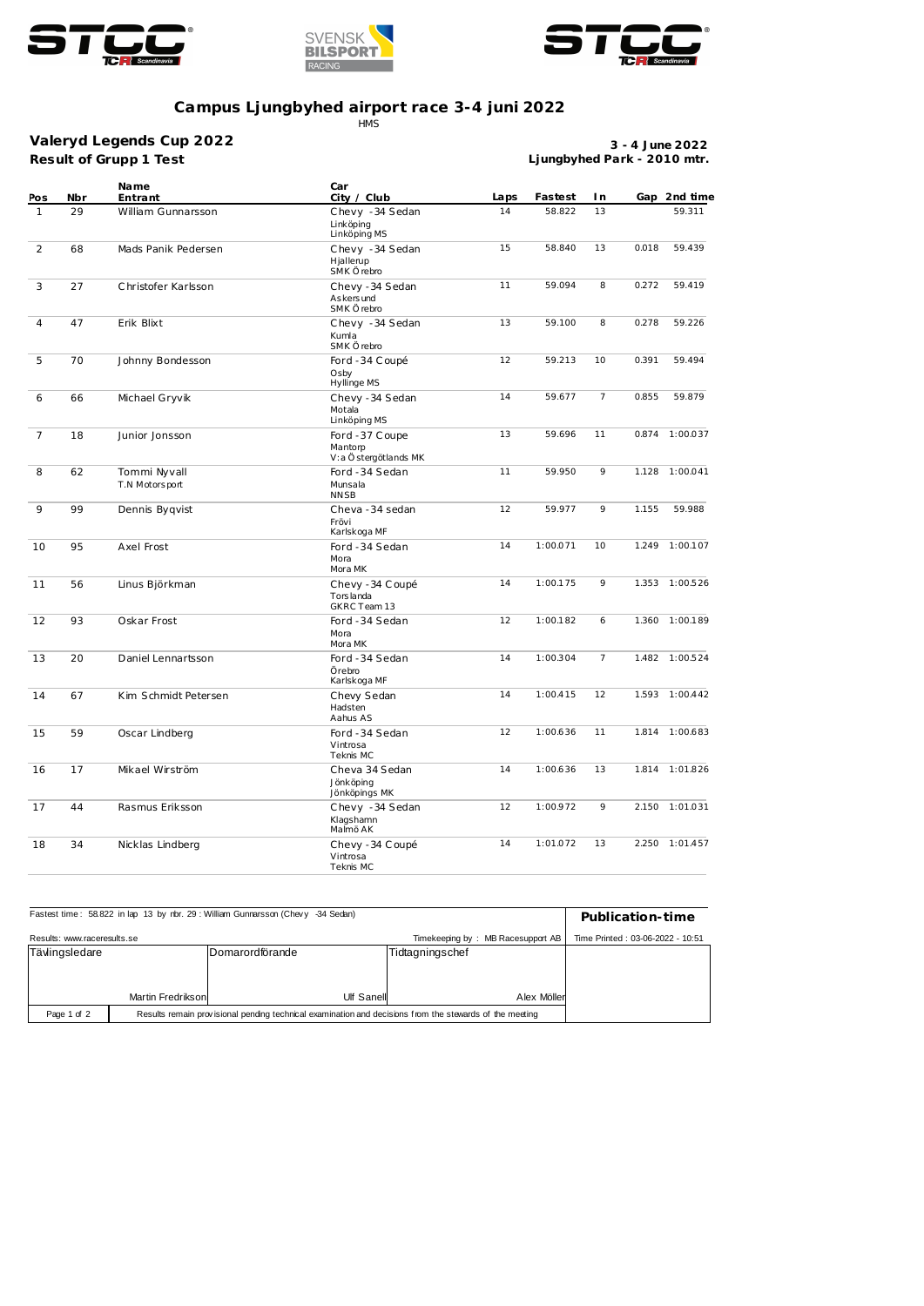# Campus Ljungbyhed airport race 3-4 juni 2022

HMS

## Valeryd Legends Cup 2022

**Result of Grupp 1 Test**

**3 - 4 June 2022**
**Ljungbyhed Park - 2010 mtr.**

| Pos | Nbr | Name / Entrant | Car / City / Club | Laps | Fastest | In | Gap | 2nd time |
|---|---|---|---|---|---|---|---|---|
| 1 | 29 | William Gunnarsson | Chevy -34 Sedan / Linköping / Linköping MS | 14 | 58.822 | 13 | | 59.311 |
| 2 | 68 | Mads Panik Pedersen | Chevy -34 Sedan / Hjallerup / SMK Örebro | 15 | 58.840 | 13 | 0.018 | 59.439 |
| 3 | 27 | Christofer Karlsson | Chevy -34 Sedan / Askersund / SMK Örebro | 11 | 59.094 | 8 | 0.272 | 59.419 |
| 4 | 47 | Erik Blixt | Chevy -34 Sedan / Kumla / SMK Örebro | 13 | 59.100 | 8 | 0.278 | 59.226 |
| 5 | 70 | Johnny Bondesson | Ford -34 Coupé / Osby / Hyllinge MS | 12 | 59.213 | 10 | 0.391 | 59.494 |
| 6 | 66 | Michael Gryvik | Chevy -34 Sedan / Motala / Linköping MS | 14 | 59.677 | 7 | 0.855 | 59.879 |
| 7 | 18 | Junior Jonsson | Ford -37 Coupe / Mantorp / V:a Östergötlands MK | 13 | 59.696 | 11 | 0.874 | 1:00.037 |
| 8 | 62 | Tommi Nyvall / T.N Motorsport | Ford -34 Sedan / Munsala / NNSB | 11 | 59.950 | 9 | 1.128 | 1:00.041 |
| 9 | 99 | Dennis Byqvist | Cheva -34 sedan / Frövi / Karlskoga MF | 12 | 59.977 | 9 | 1.155 | 59.988 |
| 10 | 95 | Axel Frost | Ford -34 Sedan / Mora / Mora MK | 14 | 1:00.071 | 10 | 1.249 | 1:00.107 |
| 11 | 56 | Linus Björkman | Chevy -34 Coupé / Torslanda / GKRC Team 13 | 14 | 1:00.175 | 9 | 1.353 | 1:00.526 |
| 12 | 93 | Oskar Frost | Ford -34 Sedan / Mora / Mora MK | 12 | 1:00.182 | 6 | 1.360 | 1:00.189 |
| 13 | 20 | Daniel Lennartsson | Ford -34 Sedan / Örebro / Karlskoga MF | 14 | 1:00.304 | 7 | 1.482 | 1:00.524 |
| 14 | 67 | Kim Schmidt Petersen | Chevy Sedan / Hadsten / Aahus AS | 14 | 1:00.415 | 12 | 1.593 | 1:00.442 |
| 15 | 59 | Oscar Lindberg | Ford -34 Sedan / Vintrosa / Teknis MC | 12 | 1:00.636 | 11 | 1.814 | 1:00.683 |
| 16 | 17 | Mikael Wirström | Cheva 34 Sedan / Jönköping / Jönköpings MK | 14 | 1:00.636 | 13 | 1.814 | 1:01.826 |
| 17 | 44 | Rasmus Eriksson | Chevy -34 Sedan / Klagshamn / Malmö AK | 12 | 1:00.972 | 9 | 2.150 | 1:01.031 |
| 18 | 34 | Nicklas Lindberg | Chevy -34 Coupé / Vintrosa / Teknis MC | 14 | 1:01.072 | 13 | 2.250 | 1:01.457 |

Fastest time : 58.822 in lap 13 by nbr. 29 : William Gunnarsson (Chevy -34 Sedan)

**Publication-time**

Results: www.raceresults.se

Timekeeping by : MB Racesupport AB

Time Printed : 03-06-2022 - 10:51

| Tävlingsledare | Domarordförande | Tidtagningschef |
|---|---|---|
| Martin Fredrikson | Ulf Sanell | Alex Möller |

Results remain provisional pending technical examination and decisions from the stewards of the meeting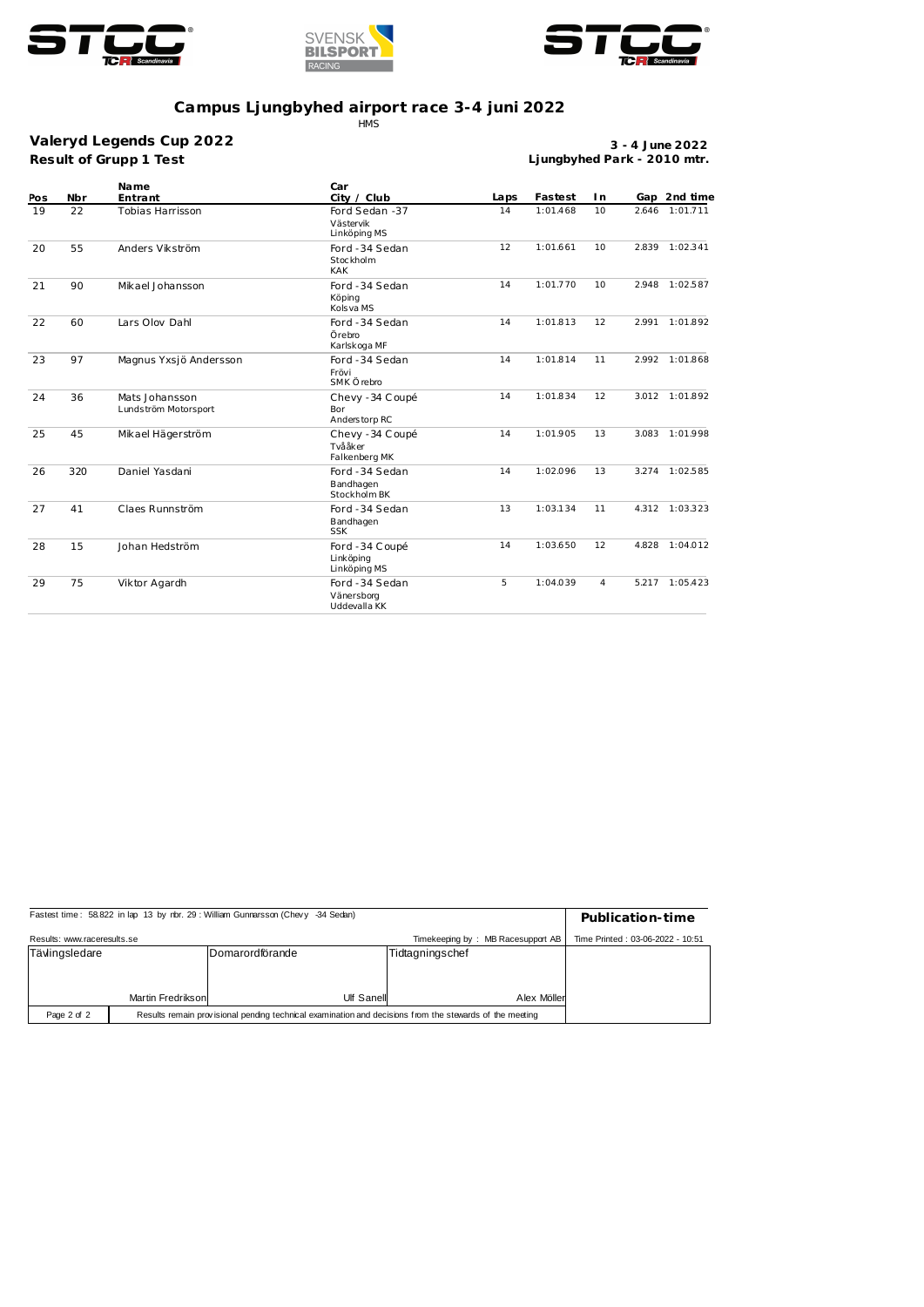## Campus Ljungbyhed airport race 3-4 juni 2022

HMS

### Valeryd Legends Cup 2022

### Result of Grupp 1 Test

**3 - 4 June 2022**
**Ljungbyhed Park - 2010 mtr.**

| Pos | Nbr | Name<br>Entrant | Car<br>City / Club | Laps | Fastest | In | Gap | 2nd time |
|---|---|---|---|---|---|---|---|---|
| 19 | 22 | Tobias Harrisson | Ford Sedan -37<br>Västervik<br>Linköping MS | 14 | 1:01.468 | 10 | 2.646 | 1:01.711 |
| 20 | 55 | Anders Vikström | Ford -34 Sedan<br>Stockholm<br>KAK | 12 | 1:01.661 | 10 | 2.839 | 1:02.341 |
| 21 | 90 | Mikael Johansson | Ford -34 Sedan<br>Köping<br>Kolsva MS | 14 | 1:01.770 | 10 | 2.948 | 1:02.587 |
| 22 | 60 | Lars Olov Dahl | Ford -34 Sedan<br>Örebro<br>Karlskoga MF | 14 | 1:01.813 | 12 | 2.991 | 1:01.892 |
| 23 | 97 | Magnus Yxsjö Andersson | Ford -34 Sedan<br>Frövi<br>SMK Örebro | 14 | 1:01.814 | 11 | 2.992 | 1:01.868 |
| 24 | 36 | Mats Johansson<br>Lundström Motorsport | Chevy -34 Coupé<br>Bor<br>Anderstorp RC | 14 | 1:01.834 | 12 | 3.012 | 1:01.892 |
| 25 | 45 | Mikael Hägerström | Chevy -34 Coupé<br>Tvååker<br>Falkenberg MK | 14 | 1:01.905 | 13 | 3.083 | 1:01.998 |
| 26 | 320 | Daniel Yasdani | Ford -34 Sedan<br>Bandhagen<br>Stockholm BK | 14 | 1:02.096 | 13 | 3.274 | 1:02.585 |
| 27 | 41 | Claes Runnström | Ford -34 Sedan<br>Bandhagen<br>SSK | 13 | 1:03.134 | 11 | 4.312 | 1:03.323 |
| 28 | 15 | Johan Hedström | Ford -34 Coupé<br>Linköping<br>Linköping MS | 14 | 1:03.650 | 12 | 4.828 | 1:04.012 |
| 29 | 75 | Viktor Agardh | Ford -34 Sedan<br>Vänersborg<br>Uddevalla KK | 5 | 1:04.039 | 4 | 5.217 | 1:05.423 |

Fastest time : 58.822 in lap 13 by nbr. 29 : William Gunnarsson (Chevy -34 Sedan)

**Publication-time**

Results: www.raceresults.se

Timekeeping by : MB Racesupport AB

Time Printed : 03-06-2022 - 10:51

| Tävlingsledare | Domarordförande | Tidtagningschef |
|---|---|---|
| Martin Fredrikson | Ulf Sanell | Alex Möller |

Results remain provisional pending technical examination and decisions from the stewards of the meeting